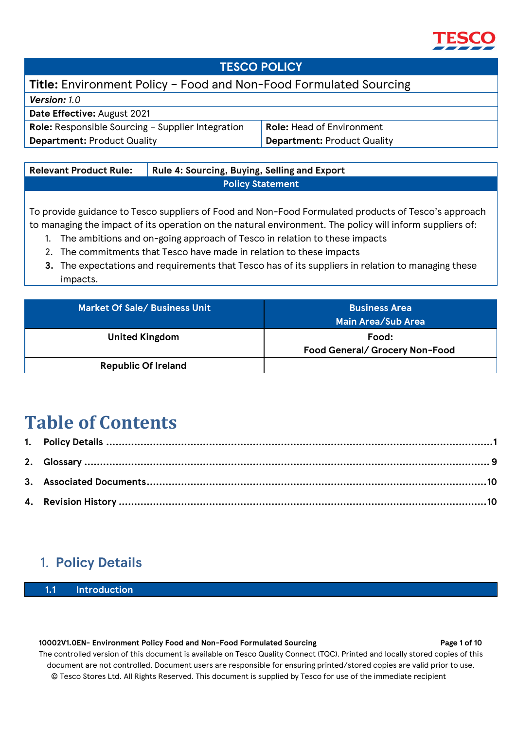TESCO

| TESCO POLICY | |
|---|---|
| **Title:** Environment Policy – Food and Non-Food Formulated Sourcing | |
| ***Version:*** *1.0* | |
| **Date Effective:** August 2021 | |
| **Role:** Responsible Sourcing – Supplier Integration | **Role:** Head of Environment |
| **Department:** Product Quality | **Department:** Product Quality |

| **Relevant Product Rule:** | **Rule 4: Sourcing, Buying, Selling and Export** |
|---|---|

**Policy Statement**

To provide guidance to Tesco suppliers of Food and Non-Food Formulated products of Tesco's approach to managing the impact of its operation on the natural environment. The policy will inform suppliers of:

1. The ambitions and on-going approach of Tesco in relation to these impacts
2. The commitments that Tesco have made in relation to these impacts
3. The expectations and requirements that Tesco has of its suppliers in relation to managing these impacts.

| Market Of Sale/ Business Unit | Business Area<br>Main Area/Sub Area |
|---|---|
| **United Kingdom** | **Food:**<br>**Food General/ Grocery Non-Food** |
| **Republic Of Ireland** | |

# Table of Contents

1. **Policy Details** ........ 1
2. **Glossary** ........ 9
3. **Associated Documents** ........ 10
4. **Revision History** ........ 10

## 1. Policy Details

### 1.1 Introduction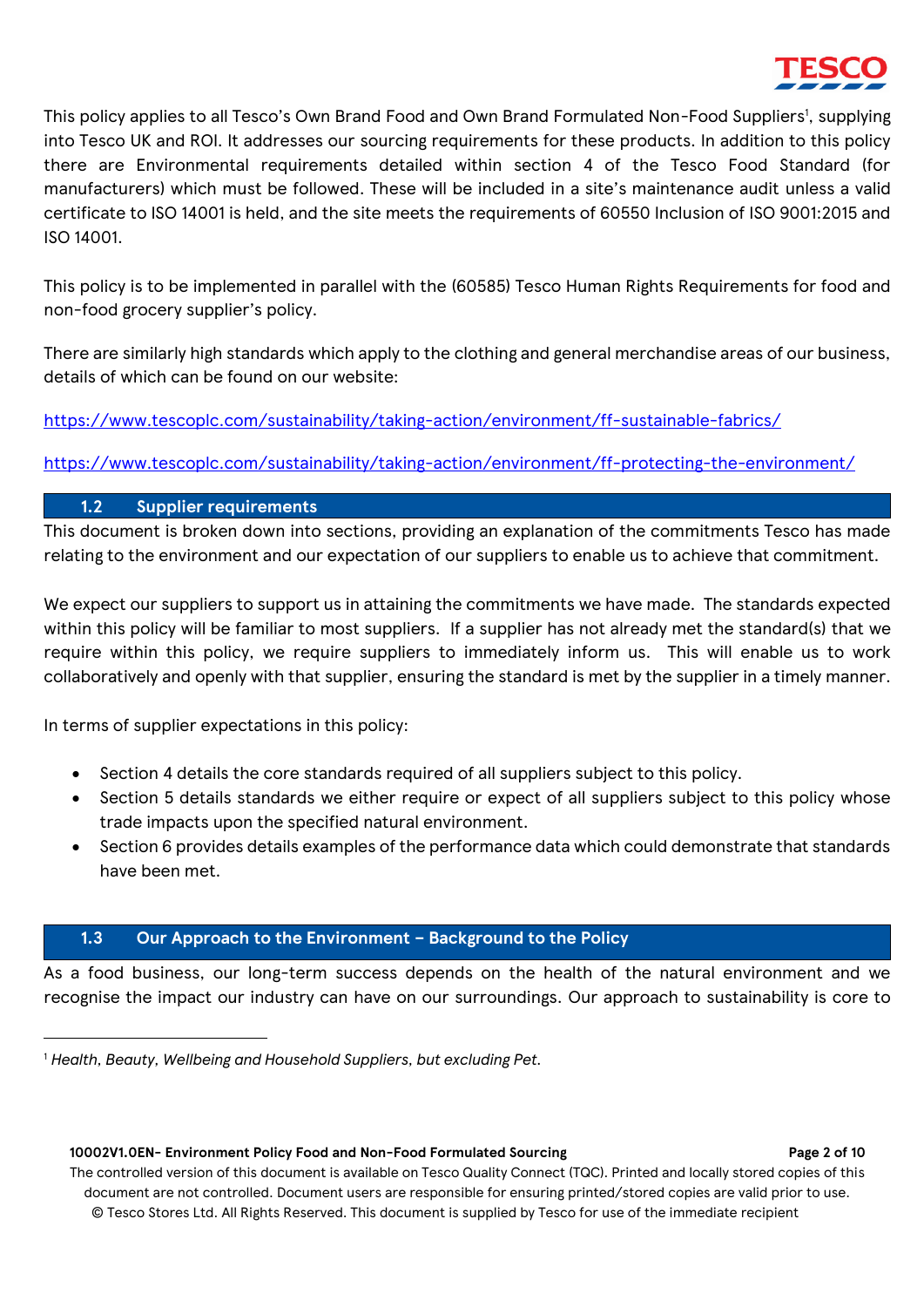This policy applies to all Tesco's Own Brand Food and Own Brand Formulated Non-Food Suppliers[1], supplying into Tesco UK and ROI. It addresses our sourcing requirements for these products. In addition to this policy there are Environmental requirements detailed within section 4 of the Tesco Food Standard (for manufacturers) which must be followed. These will be included in a site's maintenance audit unless a valid certificate to ISO 14001 is held, and the site meets the requirements of 60550 Inclusion of ISO 9001:2015 and ISO 14001.

This policy is to be implemented in parallel with the (60585) Tesco Human Rights Requirements for food and non-food grocery supplier's policy.

There are similarly high standards which apply to the clothing and general merchandise areas of our business, details of which can be found on our website:

https://www.tescoplc.com/sustainability/taking-action/environment/ff-sustainable-fabrics/

https://www.tescoplc.com/sustainability/taking-action/environment/ff-protecting-the-environment/

## 1.2 Supplier requirements

This document is broken down into sections, providing an explanation of the commitments Tesco has made relating to the environment and our expectation of our suppliers to enable us to achieve that commitment.

We expect our suppliers to support us in attaining the commitments we have made. The standards expected within this policy will be familiar to most suppliers. If a supplier has not already met the standard(s) that we require within this policy, we require suppliers to immediately inform us. This will enable us to work collaboratively and openly with that supplier, ensuring the standard is met by the supplier in a timely manner.

In terms of supplier expectations in this policy:

- Section 4 details the core standards required of all suppliers subject to this policy.
- Section 5 details standards we either require or expect of all suppliers subject to this policy whose trade impacts upon the specified natural environment.
- Section 6 provides details examples of the performance data which could demonstrate that standards have been met.

## 1.3 Our Approach to the Environment – Background to the Policy

As a food business, our long-term success depends on the health of the natural environment and we recognise the impact our industry can have on our surroundings. Our approach to sustainability is core to

[1] *Health, Beauty, Wellbeing and Household Suppliers, but excluding Pet.*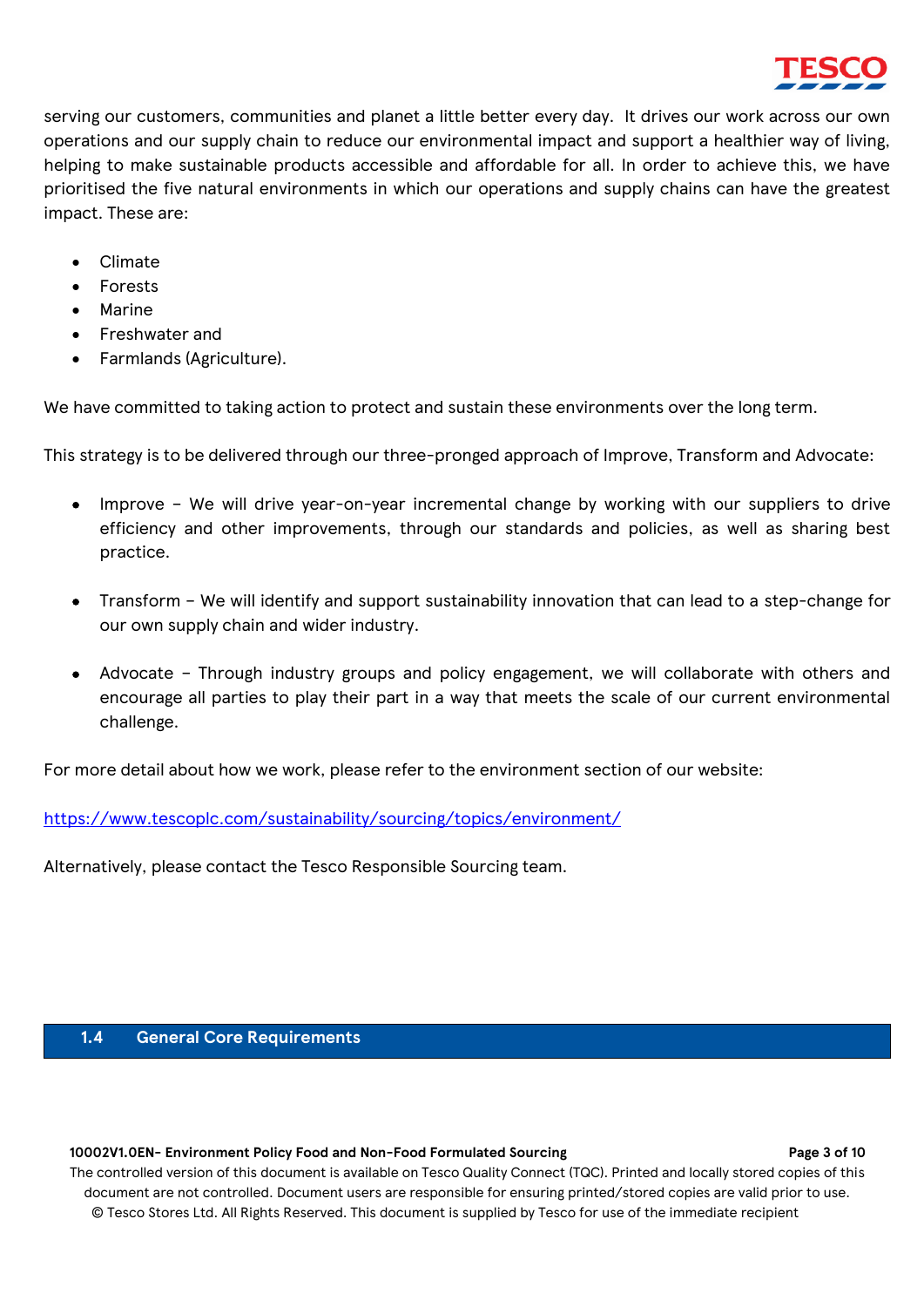serving our customers, communities and planet a little better every day. It drives our work across our own operations and our supply chain to reduce our environmental impact and support a healthier way of living, helping to make sustainable products accessible and affordable for all. In order to achieve this, we have prioritised the five natural environments in which our operations and supply chains can have the greatest impact. These are:

- Climate
- Forests
- Marine
- Freshwater and
- Farmlands (Agriculture).

We have committed to taking action to protect and sustain these environments over the long term.

This strategy is to be delivered through our three-pronged approach of Improve, Transform and Advocate:

- Improve – We will drive year-on-year incremental change by working with our suppliers to drive efficiency and other improvements, through our standards and policies, as well as sharing best practice.

- Transform – We will identify and support sustainability innovation that can lead to a step-change for our own supply chain and wider industry.

- Advocate – Through industry groups and policy engagement, we will collaborate with others and encourage all parties to play their part in a way that meets the scale of our current environmental challenge.

For more detail about how we work, please refer to the environment section of our website:

https://www.tescoplc.com/sustainability/sourcing/topics/environment/

Alternatively, please contact the Tesco Responsible Sourcing team.

## 1.4 General Core Requirements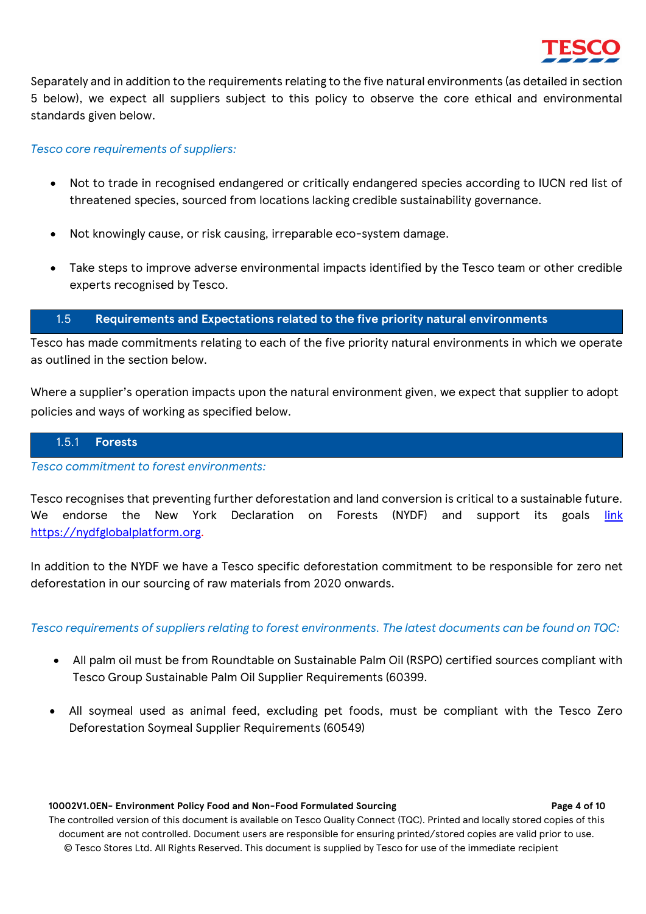Separately and in addition to the requirements relating to the five natural environments (as detailed in section 5 below), we expect all suppliers subject to this policy to observe the core ethical and environmental standards given below.

*Tesco core requirements of suppliers:*

- Not to trade in recognised endangered or critically endangered species according to IUCN red list of threatened species, sourced from locations lacking credible sustainability governance.
- Not knowingly cause, or risk causing, irreparable eco-system damage.
- Take steps to improve adverse environmental impacts identified by the Tesco team or other credible experts recognised by Tesco.

## 1.5 Requirements and Expectations related to the five priority natural environments

Tesco has made commitments relating to each of the five priority natural environments in which we operate as outlined in the section below.

Where a supplier's operation impacts upon the natural environment given, we expect that supplier to adopt policies and ways of working as specified below.

### 1.5.1 Forests

*Tesco commitment to forest environments:*

Tesco recognises that preventing further deforestation and land conversion is critical to a sustainable future. We endorse the New York Declaration on Forests (NYDF) and support its goals link https://nydfglobalplatform.org.

In addition to the NYDF we have a Tesco specific deforestation commitment to be responsible for zero net deforestation in our sourcing of raw materials from 2020 onwards.

*Tesco requirements of suppliers relating to forest environments. The latest documents can be found on TQC:*

- All palm oil must be from Roundtable on Sustainable Palm Oil (RSPO) certified sources compliant with Tesco Group Sustainable Palm Oil Supplier Requirements (60399.
- All soymeal used as animal feed, excluding pet foods, must be compliant with the Tesco Zero Deforestation Soymeal Supplier Requirements (60549)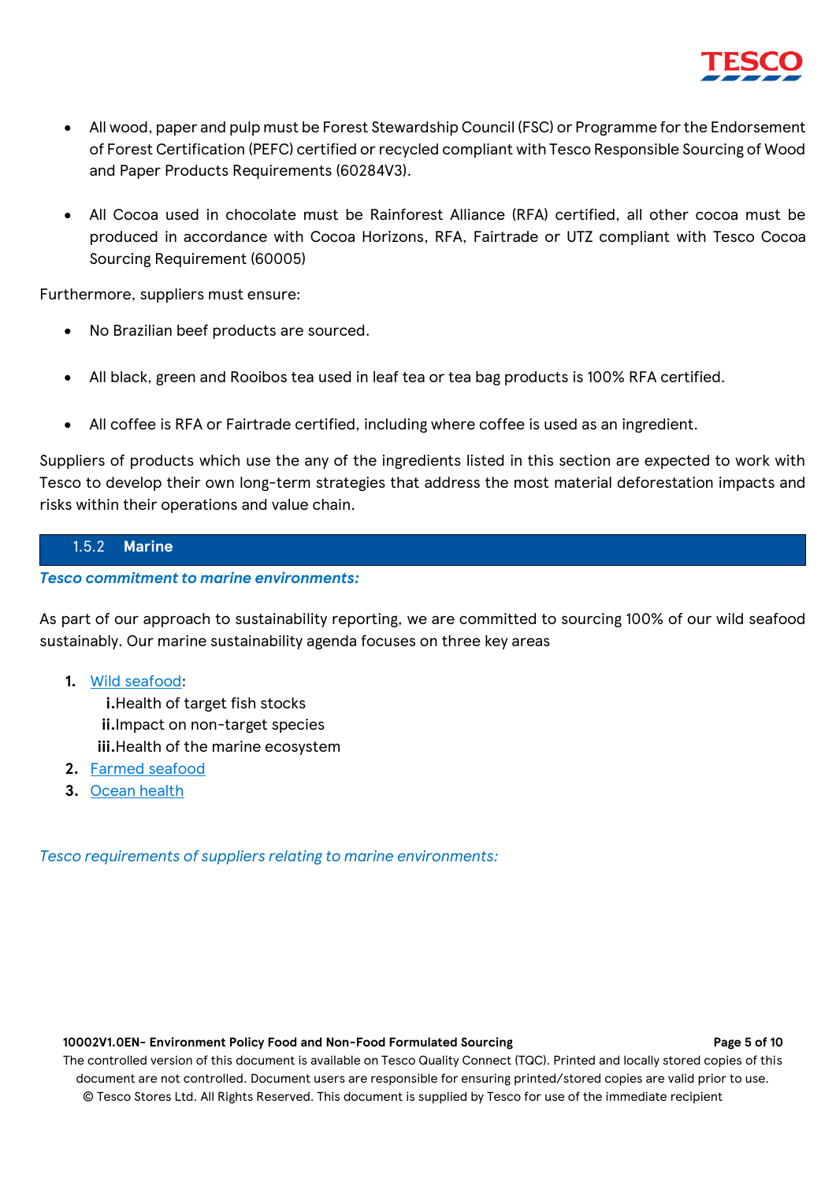- All wood, paper and pulp must be Forest Stewardship Council (FSC) or Programme for the Endorsement of Forest Certification (PEFC) certified or recycled compliant with Tesco Responsible Sourcing of Wood and Paper Products Requirements (60284V3).

- All Cocoa used in chocolate must be Rainforest Alliance (RFA) certified, all other cocoa must be produced in accordance with Cocoa Horizons, RFA, Fairtrade or UTZ compliant with Tesco Cocoa Sourcing Requirement (60005)

Furthermore, suppliers must ensure:

- No Brazilian beef products are sourced.

- All black, green and Rooibos tea used in leaf tea or tea bag products is 100% RFA certified.

- All coffee is RFA or Fairtrade certified, including where coffee is used as an ingredient.

Suppliers of products which use the any of the ingredients listed in this section are expected to work with Tesco to develop their own long-term strategies that address the most material deforestation impacts and risks within their operations and value chain.

### 1.5.2 Marine

***Tesco commitment to marine environments:***

As part of our approach to sustainability reporting, we are committed to sourcing 100% of our wild seafood sustainably. Our marine sustainability agenda focuses on three key areas

1. Wild seafood:
   i. Health of target fish stocks
   ii. Impact on non-target species
   iii. Health of the marine ecosystem
2. Farmed seafood
3. Ocean health

*Tesco requirements of suppliers relating to marine environments:*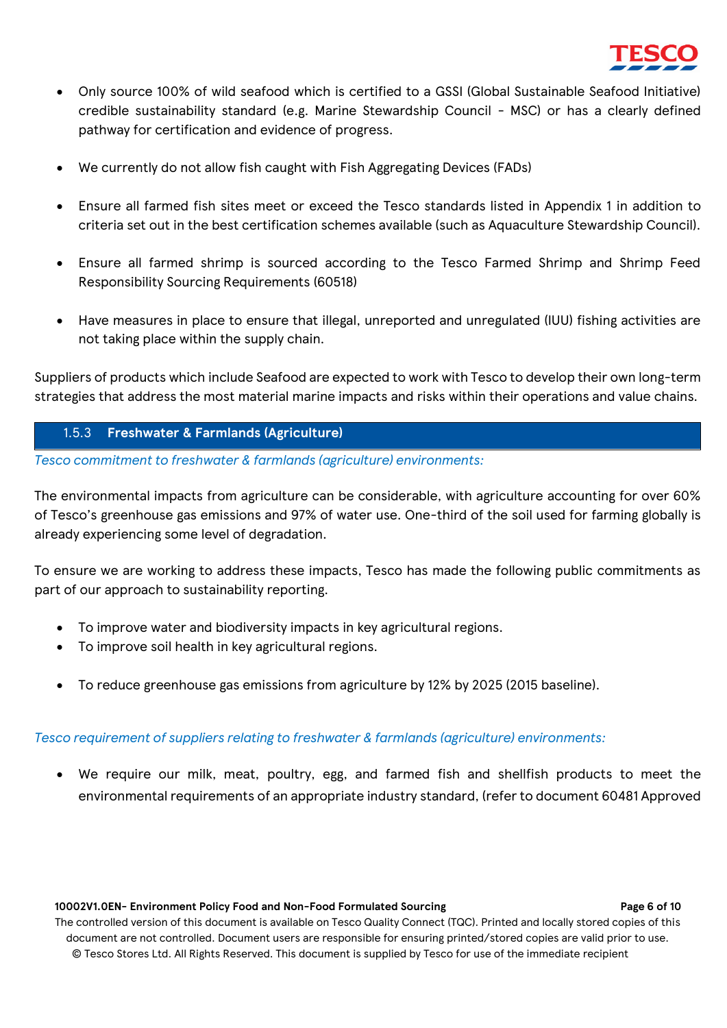- Only source 100% of wild seafood which is certified to a GSSI (Global Sustainable Seafood Initiative) credible sustainability standard (e.g. Marine Stewardship Council - MSC) or has a clearly defined pathway for certification and evidence of progress.
- We currently do not allow fish caught with Fish Aggregating Devices (FADs)
- Ensure all farmed fish sites meet or exceed the Tesco standards listed in Appendix 1 in addition to criteria set out in the best certification schemes available (such as Aquaculture Stewardship Council).
- Ensure all farmed shrimp is sourced according to the Tesco Farmed Shrimp and Shrimp Feed Responsibility Sourcing Requirements (60518)
- Have measures in place to ensure that illegal, unreported and unregulated (IUU) fishing activities are not taking place within the supply chain.

Suppliers of products which include Seafood are expected to work with Tesco to develop their own long-term strategies that address the most material marine impacts and risks within their operations and value chains.

### 1.5.3 Freshwater & Farmlands (Agriculture)

*Tesco commitment to freshwater & farmlands (agriculture) environments:*

The environmental impacts from agriculture can be considerable, with agriculture accounting for over 60% of Tesco's greenhouse gas emissions and 97% of water use. One-third of the soil used for farming globally is already experiencing some level of degradation.

To ensure we are working to address these impacts, Tesco has made the following public commitments as part of our approach to sustainability reporting.

- To improve water and biodiversity impacts in key agricultural regions.
- To improve soil health in key agricultural regions.
- To reduce greenhouse gas emissions from agriculture by 12% by 2025 (2015 baseline).

*Tesco requirement of suppliers relating to freshwater & farmlands (agriculture) environments:*

- We require our milk, meat, poultry, egg, and farmed fish and shellfish products to meet the environmental requirements of an appropriate industry standard, (refer to document 60481 Approved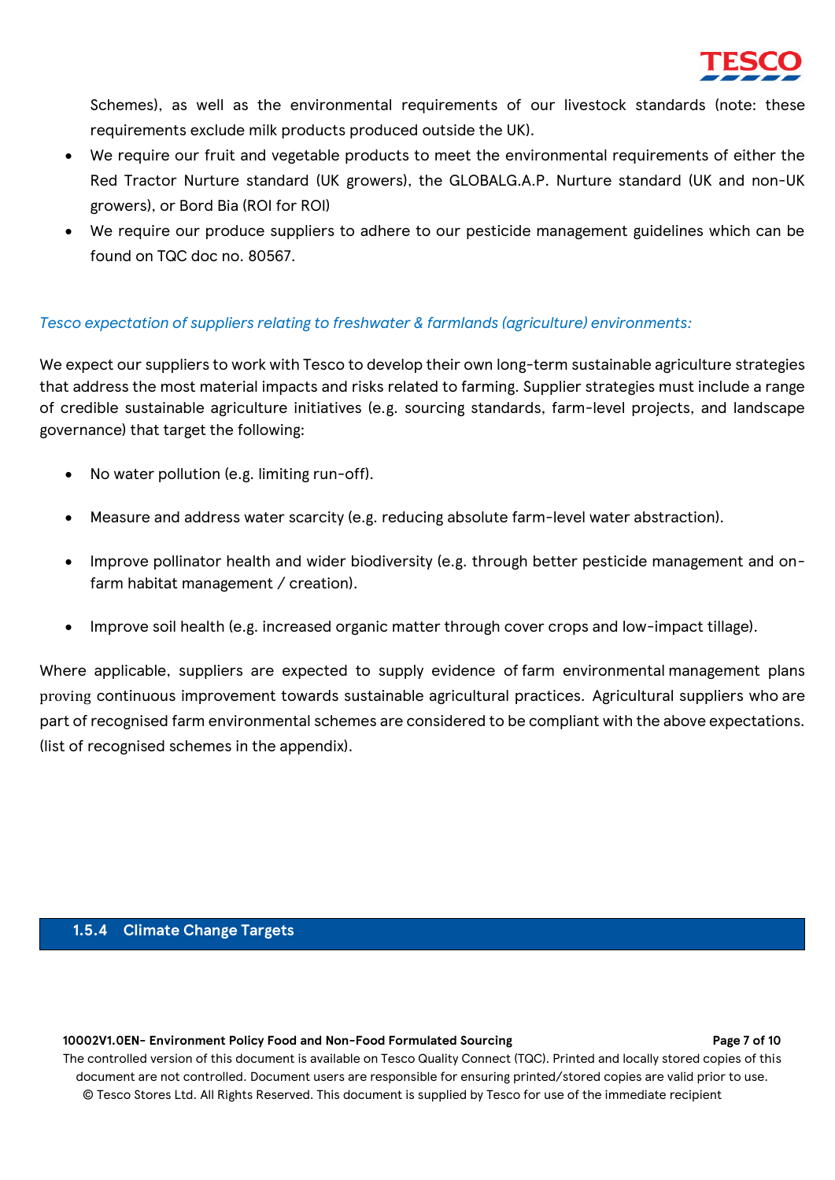Schemes), as well as the environmental requirements of our livestock standards (note: these requirements exclude milk products produced outside the UK).

- We require our fruit and vegetable products to meet the environmental requirements of either the Red Tractor Nurture standard (UK growers), the GLOBALG.A.P. Nurture standard (UK and non-UK growers), or Bord Bia (ROI for ROI)
- We require our produce suppliers to adhere to our pesticide management guidelines which can be found on TQC doc no. 80567.

*Tesco expectation of suppliers relating to freshwater & farmlands (agriculture) environments:*

We expect our suppliers to work with Tesco to develop their own long-term sustainable agriculture strategies that address the most material impacts and risks related to farming. Supplier strategies must include a range of credible sustainable agriculture initiatives (e.g. sourcing standards, farm-level projects, and landscape governance) that target the following:

- No water pollution (e.g. limiting run-off).
- Measure and address water scarcity (e.g. reducing absolute farm-level water abstraction).
- Improve pollinator health and wider biodiversity (e.g. through better pesticide management and on-farm habitat management / creation).
- Improve soil health (e.g. increased organic matter through cover crops and low-impact tillage).

Where applicable, suppliers are expected to supply evidence of farm environmental management plans proving continuous improvement towards sustainable agricultural practices. Agricultural suppliers who are part of recognised farm environmental schemes are considered to be compliant with the above expectations. (list of recognised schemes in the appendix).

### 1.5.4 Climate Change Targets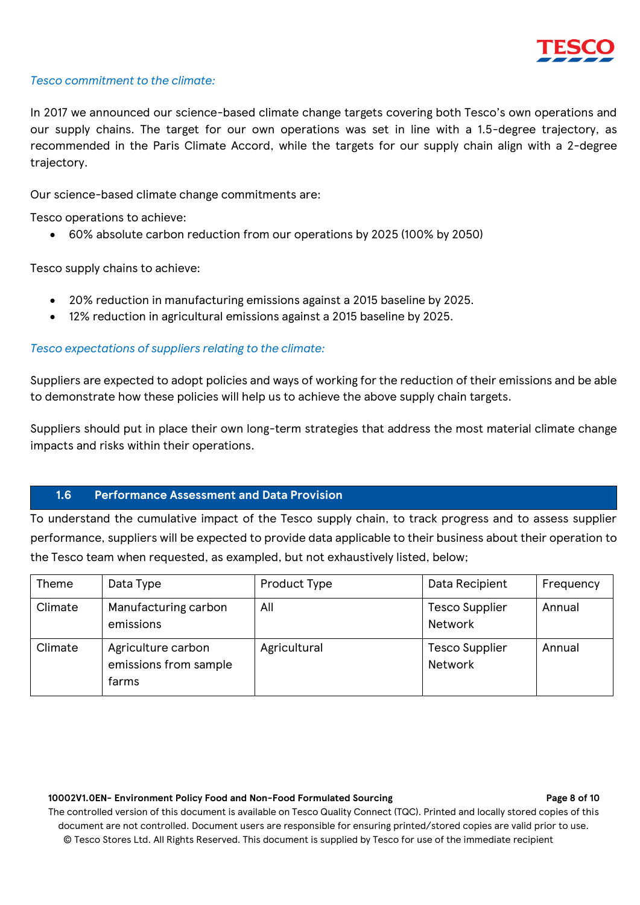*Tesco commitment to the climate:*

In 2017 we announced our science-based climate change targets covering both Tesco's own operations and our supply chains. The target for our own operations was set in line with a 1.5-degree trajectory, as recommended in the Paris Climate Accord, while the targets for our supply chain align with a 2-degree trajectory.

Our science-based climate change commitments are:

Tesco operations to achieve:

- 60% absolute carbon reduction from our operations by 2025 (100% by 2050)

Tesco supply chains to achieve:

- 20% reduction in manufacturing emissions against a 2015 baseline by 2025.
- 12% reduction in agricultural emissions against a 2015 baseline by 2025.

*Tesco expectations of suppliers relating to the climate:*

Suppliers are expected to adopt policies and ways of working for the reduction of their emissions and be able to demonstrate how these policies will help us to achieve the above supply chain targets.

Suppliers should put in place their own long-term strategies that address the most material climate change impacts and risks within their operations.

## 1.6 Performance Assessment and Data Provision

To understand the cumulative impact of the Tesco supply chain, to track progress and to assess supplier performance, suppliers will be expected to provide data applicable to their business about their operation to the Tesco team when requested, as exampled, but not exhaustively listed, below;

| Theme | Data Type | Product Type | Data Recipient | Frequency |
|---|---|---|---|---|
| Climate | Manufacturing carbon emissions | All | Tesco Supplier Network | Annual |
| Climate | Agriculture carbon emissions from sample farms | Agricultural | Tesco Supplier Network | Annual |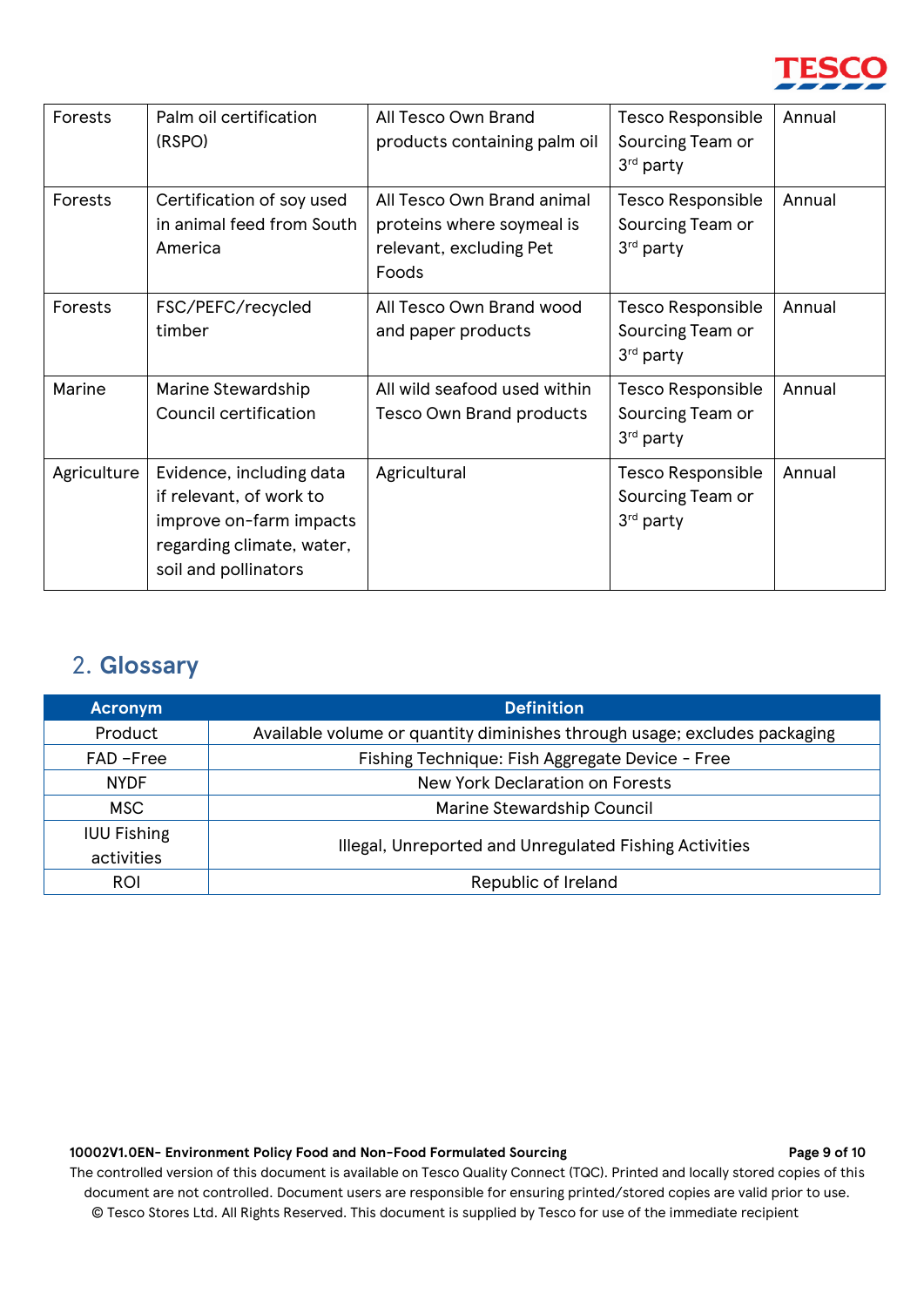| Forests | Palm oil certification (RSPO) | All Tesco Own Brand products containing palm oil | Tesco Responsible Sourcing Team or 3rd party | Annual |
|---|---|---|---|---|
| Forests | Certification of soy used in animal feed from South America | All Tesco Own Brand animal proteins where soymeal is relevant, excluding Pet Foods | Tesco Responsible Sourcing Team or 3rd party | Annual |
| Forests | FSC/PEFC/recycled timber | All Tesco Own Brand wood and paper products | Tesco Responsible Sourcing Team or 3rd party | Annual |
| Marine | Marine Stewardship Council certification | All wild seafood used within Tesco Own Brand products | Tesco Responsible Sourcing Team or 3rd party | Annual |
| Agriculture | Evidence, including data if relevant, of work to improve on-farm impacts regarding climate, water, soil and pollinators | Agricultural | Tesco Responsible Sourcing Team or 3rd party | Annual |

## 2. Glossary

| Acronym | Definition |
|---|---|
| Product | Available volume or quantity diminishes through usage; excludes packaging |
| FAD –Free | Fishing Technique: Fish Aggregate Device - Free |
| NYDF | New York Declaration on Forests |
| MSC | Marine Stewardship Council |
| IUU Fishing activities | Illegal, Unreported and Unregulated Fishing Activities |
| ROI | Republic of Ireland |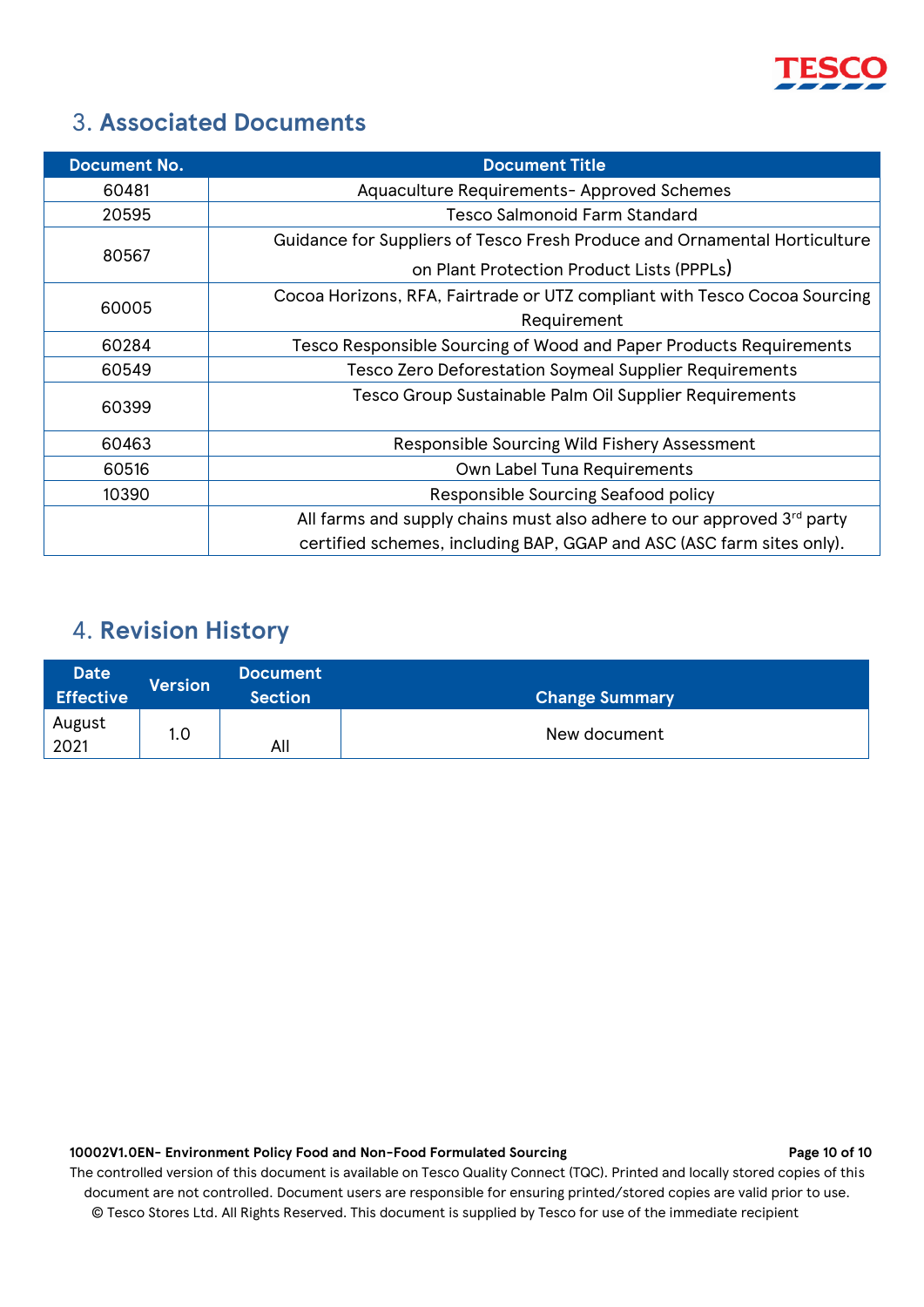## 3. Associated Documents

| Document No. | Document Title |
|---|---|
| 60481 | Aquaculture Requirements- Approved Schemes |
| 20595 | Tesco Salmonoid Farm Standard |
| 80567 | Guidance for Suppliers of Tesco Fresh Produce and Ornamental Horticulture on Plant Protection Product Lists (PPPLs) |
| 60005 | Cocoa Horizons, RFA, Fairtrade or UTZ compliant with Tesco Cocoa Sourcing Requirement |
| 60284 | Tesco Responsible Sourcing of Wood and Paper Products Requirements |
| 60549 | Tesco Zero Deforestation Soymeal Supplier Requirements |
| 60399 | Tesco Group Sustainable Palm Oil Supplier Requirements |
| 60463 | Responsible Sourcing Wild Fishery Assessment |
| 60516 | Own Label Tuna Requirements |
| 10390 | Responsible Sourcing Seafood policy |
| | All farms and supply chains must also adhere to our approved 3rd party certified schemes, including BAP, GGAP and ASC (ASC farm sites only). |

## 4. Revision History

| Date Effective | Version | Document Section | Change Summary |
|---|---|---|---|
| August 2021 | 1.0 | All | New document |

**10002V1.0EN- Environment Policy Food and Non-Food Formulated Sourcing**

The controlled version of this document is available on Tesco Quality Connect (TQC). Printed and locally stored copies of this document are not controlled. Document users are responsible for ensuring printed/stored copies are valid prior to use.
© Tesco Stores Ltd. All Rights Reserved. This document is supplied by Tesco for use of the immediate recipient